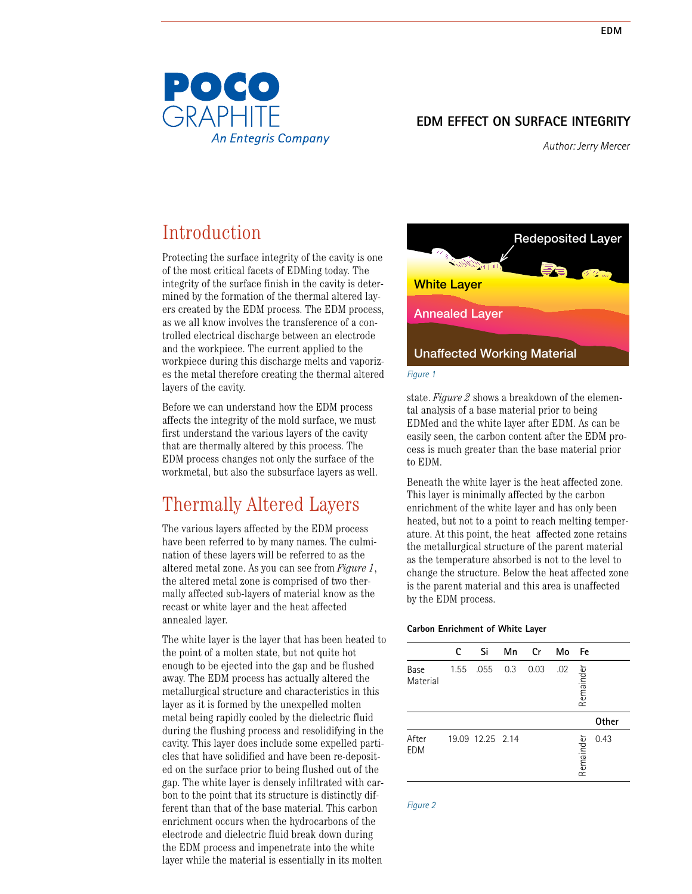POCO GRAPHITE
*An Entegris Company*

# EDM EFFECT ON SURFACE INTEGRITY

*Author: Jerry Mercer*

## Introduction

Protecting the surface integrity of the cavity is one of the most critical facets of EDMing today. The integrity of the surface finish in the cavity is determined by the formation of the thermal altered layers created by the EDM process. The EDM process, as we all know involves the transference of a controlled electrical discharge between an electrode and the workpiece. The current applied to the workpiece during this discharge melts and vaporizes the metal therefore creating the thermal altered layers of the cavity.

Before we can understand how the EDM process affects the integrity of the mold surface, we must first understand the various layers of the cavity that are thermally altered by this process. The EDM process changes not only the surface of the workmetal, but also the subsurface layers as well.

## Thermally Altered Layers

The various layers affected by the EDM process have been referred to by many names. The culmination of these layers will be referred to as the altered metal zone. As you can see from *Figure 1*, the altered metal zone is comprised of two thermally affected sub-layers of material know as the recast or white layer and the heat affected annealed layer.

Redeposited Layer

White Layer

Annealed Layer

Unaffected Working Material

*Figure 1*

The white layer is the layer that has been heated to the point of a molten state, but not quite hot enough to be ejected into the gap and be flushed away. The EDM process has actually altered the metallurgical structure and characteristics in this layer as it is formed by the unexpelled molten metal being rapidly cooled by the dielectric fluid during the flushing process and resolidifying in the cavity. This layer does include some expelled particles that have solidified and have been re-deposited on the surface prior to being flushed out of the gap. The white layer is densely infiltrated with carbon to the point that its structure is distinctly different than that of the base material. This carbon enrichment occurs when the hydrocarbons of the electrode and dielectric fluid break down during the EDM process and impenetrate into the white layer while the material is essentially in its molten state. *Figure 2* shows a breakdown of the elemental analysis of a base material prior to being EDMed and the white layer after EDM. As can be easily seen, the carbon content after the EDM process is much greater than the base material prior to EDM.

Beneath the white layer is the heat affected zone. This layer is minimally affected by the carbon enrichment of the white layer and has only been heated, but not to a point to reach melting temperature. At this point, the heat affected zone retains the metallurgical structure of the parent material as the temperature absorbed is not to the level to change the structure. Below the heat affected zone is the parent material and this area is unaffected by the EDM process.

**Carbon Enrichment of White Layer**

| | C | Si | Mn | Cr | Mo | Fe | Other |
|---|---|---|---|---|---|---|---|
| Base Material | 1.55 | .055 | 0.3 | 0.03 | .02 | Remainder | |
| After EDM | 19.09 | 12.25 | 2.14 | | | Remainder | 0.43 |

*Figure 2*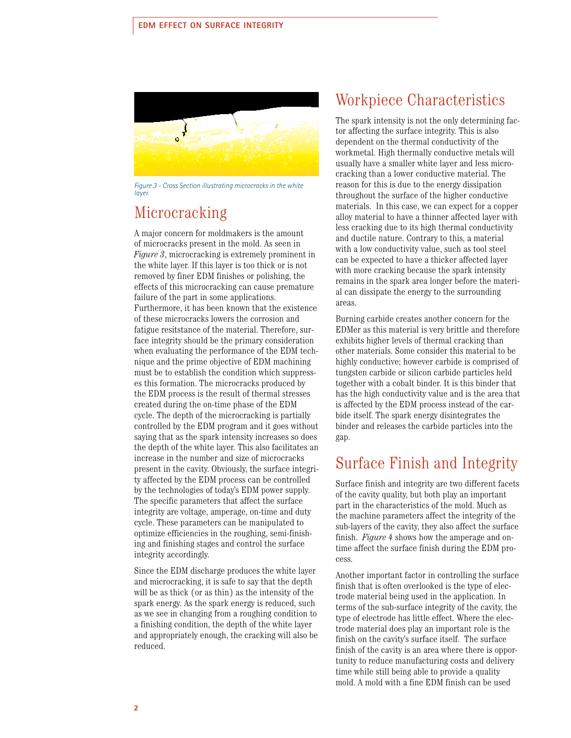Figure 3 - Cross Section illustrating microcracks in the white layer.

## Microcracking

A major concern for moldmakers is the amount of microcracks present in the mold. As seen in *Figure 3*, microcracking is extremely prominent in the white layer. If this layer is too thick or is not removed by finer EDM finishes or polishing, the effects of this microcracking can cause premature failure of the part in some applications. Furthermore, it has been known that the existence of these microcracks lowers the corrosion and fatigue resitstance of the material. Therefore, surface integrity should be the primary consideration when evaluating the performance of the EDM technique and the prime objective of EDM machining must be to establish the condition which suppresses this formation. The microcracks produced by the EDM process is the result of thermal stresses created during the on-time phase of the EDM cycle. The depth of the microcracking is partially controlled by the EDM program and it goes without saying that as the spark intensity increases so does the depth of the white layer. This also facilitates an increase in the number and size of microcracks present in the cavity. Obviously, the surface integrity affected by the EDM process can be controlled by the technologies of today's EDM power supply. The specific parameters that affect the surface integrity are voltage, amperage, on-time and duty cycle. These parameters can be manipulated to optimize efficiencies in the roughing, semi-finishing and finishing stages and control the surface integrity accordingly.

Since the EDM discharge produces the white layer and microcracking, it is safe to say that the depth will be as thick (or as thin) as the intensity of the spark energy. As the spark energy is reduced, such as we see in changing from a roughing condition to a finishing condition, the depth of the white layer and appropriately enough, the cracking will also be reduced.

## Workpiece Characteristics

The spark intensity is not the only determining factor affecting the surface integrity. This is also dependent on the thermal conductivity of the workmetal. High thermally conductive metals will usually have a smaller white layer and less microcracking than a lower conductive material. The reason for this is due to the energy dissipation throughout the surface of the higher conductive materials. In this case, we can expect for a copper alloy material to have a thinner affected layer with less cracking due to its high thermal conductivity and ductile nature. Contrary to this, a material with a low conductivity value, such as tool steel can be expected to have a thicker affected layer with more cracking because the spark intensity remains in the spark area longer before the material can dissipate the energy to the surrounding areas.

Burning carbide creates another concern for the EDMer as this material is very brittle and therefore exhibits higher levels of thermal cracking than other materials. Some consider this material to be highly conductive; however carbide is comprised of tungsten carbide or silicon carbide particles held together with a cobalt binder. It is this binder that has the high conductivity value and is the area that is affected by the EDM process instead of the carbide itself. The spark energy disintegrates the binder and releases the carbide particles into the gap.

## Surface Finish and Integrity

Surface finish and integrity are two different facets of the cavity quality, but both play an important part in the characteristics of the mold. Much as the machine parameters affect the integrity of the sub-layers of the cavity, they also affect the surface finish. *Figure 4* shows how the amperage and on-time affect the surface finish during the EDM process.

Another important factor in controlling the surface finish that is often overlooked is the type of electrode material being used in the application. In terms of the sub-surface integrity of the cavity, the type of electrode has little effect. Where the electrode material does play an important role is the finish on the cavity's surface itself. The surface finish of the cavity is an area where there is opportunity to reduce manufacturing costs and delivery time while still being able to provide a quality mold. A mold with a fine EDM finish can be used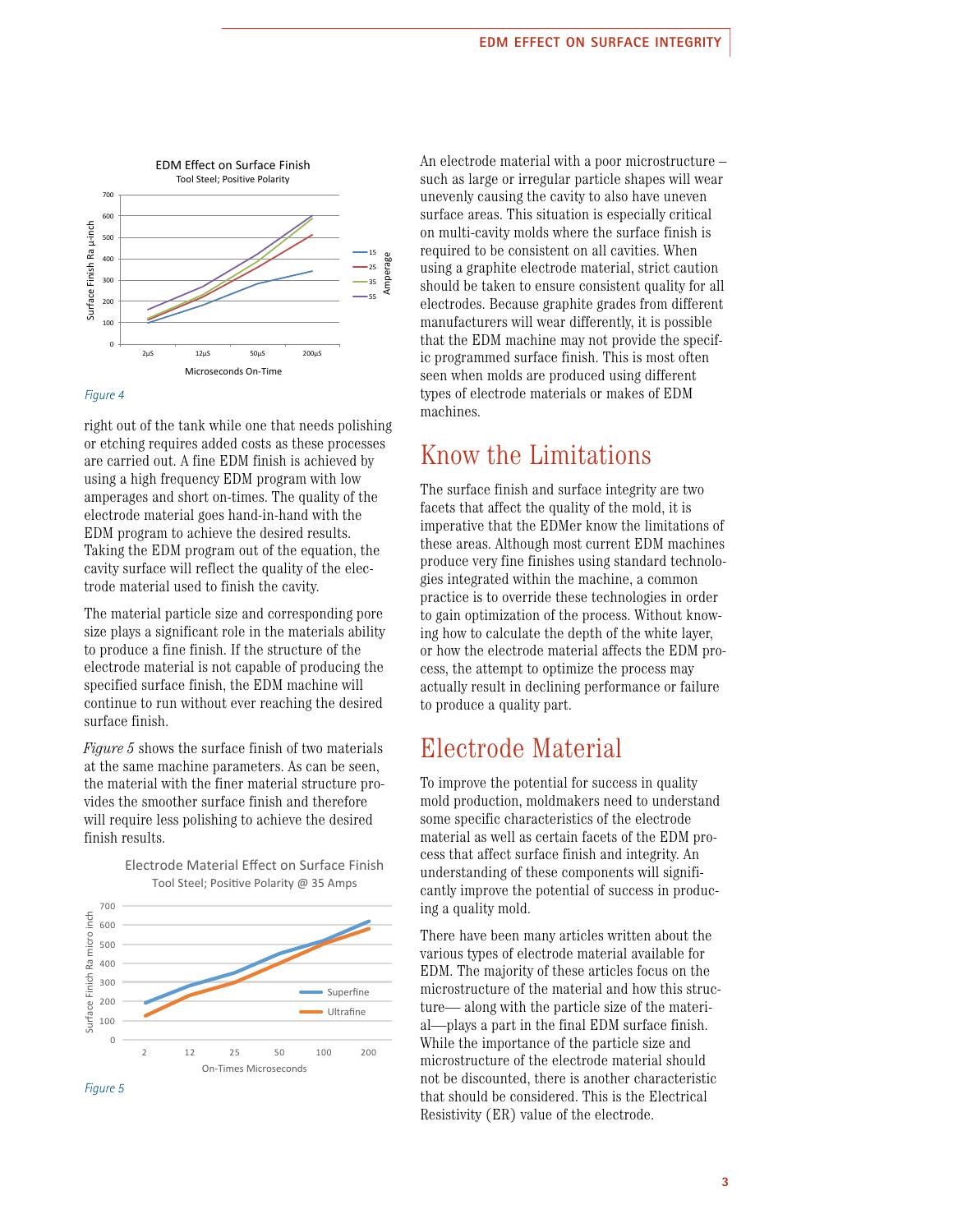Figure 4

right out of the tank while one that needs polishing or etching requires added costs as these processes are carried out. A fine EDM finish is achieved by using a high frequency EDM program with low amperages and short on-times. The quality of the electrode material goes hand-in-hand with the EDM program to achieve the desired results. Taking the EDM program out of the equation, the cavity surface will reflect the quality of the electrode material used to finish the cavity.

The material particle size and corresponding pore size plays a significant role in the materials ability to produce a fine finish. If the structure of the electrode material is not capable of producing the specified surface finish, the EDM machine will continue to run without ever reaching the desired surface finish.

*Figure 5* shows the surface finish of two materials at the same machine parameters. As can be seen, the material with the finer material structure provides the smoother surface finish and therefore will require less polishing to achieve the desired finish results.

Figure 5

An electrode material with a poor microstructure – such as large or irregular particle shapes will wear unevenly causing the cavity to also have uneven surface areas. This situation is especially critical on multi-cavity molds where the surface finish is required to be consistent on all cavities. When using a graphite electrode material, strict caution should be taken to ensure consistent quality for all electrodes. Because graphite grades from different manufacturers will wear differently, it is possible that the EDM machine may not provide the specific programmed surface finish. This is most often seen when molds are produced using different types of electrode materials or makes of EDM machines.

## Know the Limitations

The surface finish and surface integrity are two facets that affect the quality of the mold, it is imperative that the EDMer know the limitations of these areas. Although most current EDM machines produce very fine finishes using standard technologies integrated within the machine, a common practice is to override these technologies in order to gain optimization of the process. Without knowing how to calculate the depth of the white layer, or how the electrode material affects the EDM process, the attempt to optimize the process may actually result in declining performance or failure to produce a quality part.

## Electrode Material

To improve the potential for success in quality mold production, moldmakers need to understand some specific characteristics of the electrode material as well as certain facets of the EDM process that affect surface finish and integrity. An understanding of these components will significantly improve the potential of success in producing a quality mold.

There have been many articles written about the various types of electrode material available for EDM. The majority of these articles focus on the microstructure of the material and how this structure— along with the particle size of the material—plays a part in the final EDM surface finish. While the importance of the particle size and microstructure of the electrode material should not be discounted, there is another characteristic that should be considered. This is the Electrical Resistivity (ER) value of the electrode.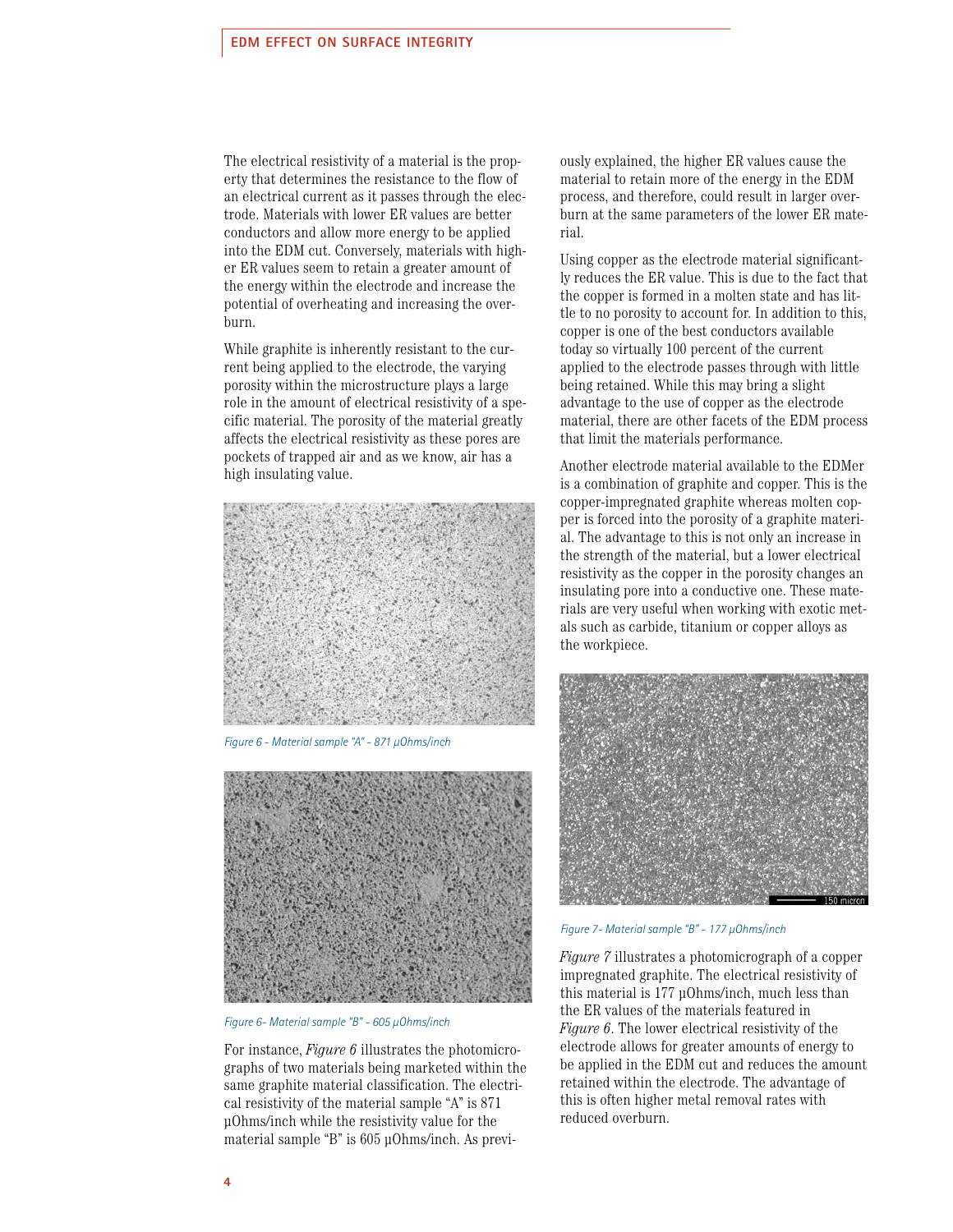The electrical resistivity of a material is the property that determines the resistance to the flow of an electrical current as it passes through the electrode. Materials with lower ER values are better conductors and allow more energy to be applied into the EDM cut. Conversely, materials with higher ER values seem to retain a greater amount of the energy within the electrode and increase the potential of overheating and increasing the overburn.

While graphite is inherently resistant to the current being applied to the electrode, the varying porosity within the microstructure plays a large role in the amount of electrical resistivity of a specific material. The porosity of the material greatly affects the electrical resistivity as these pores are pockets of trapped air and as we know, air has a high insulating value.

*Figure 6 - Material sample "A" - 871 µOhms/inch*

*Figure 6- Material sample "B" - 605 µOhms/inch*

For instance, *Figure 6* illustrates the photomicrographs of two materials being marketed within the same graphite material classification. The electrical resistivity of the material sample "A" is 871 µOhms/inch while the resistivity value for the material sample "B" is 605 µOhms/inch. As previously explained, the higher ER values cause the material to retain more of the energy in the EDM process, and therefore, could result in larger overburn at the same parameters of the lower ER material.

Using copper as the electrode material significantly reduces the ER value. This is due to the fact that the copper is formed in a molten state and has little to no porosity to account for. In addition to this, copper is one of the best conductors available today so virtually 100 percent of the current applied to the electrode passes through with little being retained. While this may bring a slight advantage to the use of copper as the electrode material, there are other facets of the EDM process that limit the materials performance.

Another electrode material available to the EDMer is a combination of graphite and copper. This is the copper-impregnated graphite whereas molten copper is forced into the porosity of a graphite material. The advantage to this is not only an increase in the strength of the material, but a lower electrical resistivity as the copper in the porosity changes an insulating pore into a conductive one. These materials are very useful when working with exotic metals such as carbide, titanium or copper alloys as the workpiece.

*Figure 7- Material sample "B" - 177 µOhms/inch*

*Figure 7* illustrates a photomicrograph of a copper impregnated graphite. The electrical resistivity of this material is 177 µOhms/inch, much less than the ER values of the materials featured in *Figure 6*. The lower electrical resistivity of the electrode allows for greater amounts of energy to be applied in the EDM cut and reduces the amount retained within the electrode. The advantage of this is often higher metal removal rates with reduced overburn.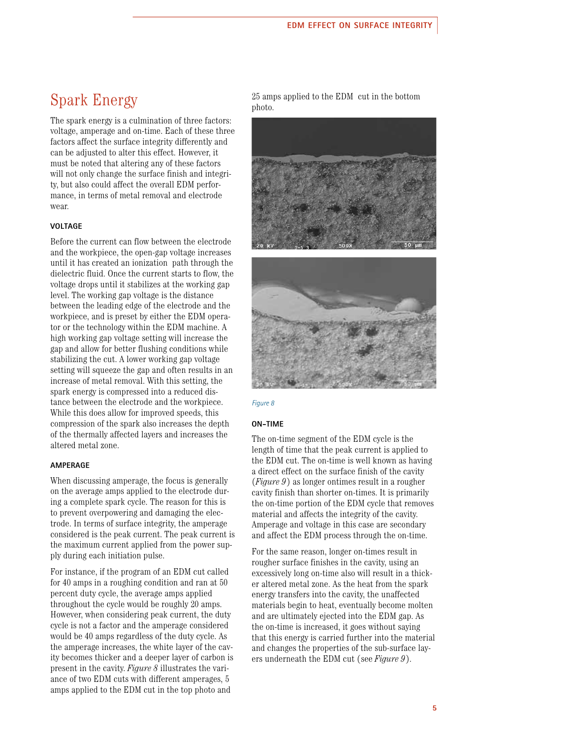## Spark Energy

The spark energy is a culmination of three factors: voltage, amperage and on-time. Each of these three factors affect the surface integrity differently and can be adjusted to alter this effect. However, it must be noted that altering any of these factors will not only change the surface finish and integrity, but also could affect the overall EDM performance, in terms of metal removal and electrode wear.

### VOLTAGE

Before the current can flow between the electrode and the workpiece, the open-gap voltage increases until it has created an ionization path through the dielectric fluid. Once the current starts to flow, the voltage drops until it stabilizes at the working gap level. The working gap voltage is the distance between the leading edge of the electrode and the workpiece, and is preset by either the EDM operator or the technology within the EDM machine. A high working gap voltage setting will increase the gap and allow for better flushing conditions while stabilizing the cut. A lower working gap voltage setting will squeeze the gap and often results in an increase of metal removal. With this setting, the spark energy is compressed into a reduced distance between the electrode and the workpiece. While this does allow for improved speeds, this compression of the spark also increases the depth of the thermally affected layers and increases the altered metal zone.

### AMPERAGE

When discussing amperage, the focus is generally on the average amps applied to the electrode during a complete spark cycle. The reason for this is to prevent overpowering and damaging the electrode. In terms of surface integrity, the amperage considered is the peak current. The peak current is the maximum current applied from the power supply during each initiation pulse.

For instance, if the program of an EDM cut called for 40 amps in a roughing condition and ran at 50 percent duty cycle, the average amps applied throughout the cycle would be roughly 20 amps. However, when considering peak current, the duty cycle is not a factor and the amperage considered would be 40 amps regardless of the duty cycle. As the amperage increases, the white layer of the cavity becomes thicker and a deeper layer of carbon is present in the cavity. *Figure 8* illustrates the variance of two EDM cuts with different amperages, 5 amps applied to the EDM cut in the top photo and 25 amps applied to the EDM cut in the bottom photo.

*Figure 8*

### ON-TIME

The on-time segment of the EDM cycle is the length of time that the peak current is applied to the EDM cut. The on-time is well known as having a direct effect on the surface finish of the cavity (*Figure 9*) as longer ontimes result in a rougher cavity finish than shorter on-times. It is primarily the on-time portion of the EDM cycle that removes material and affects the integrity of the cavity. Amperage and voltage in this case are secondary and affect the EDM process through the on-time.

For the same reason, longer on-times result in rougher surface finishes in the cavity, using an excessively long on-time also will result in a thicker altered metal zone. As the heat from the spark energy transfers into the cavity, the unaffected materials begin to heat, eventually become molten and are ultimately ejected into the EDM gap. As the on-time is increased, it goes without saying that this energy is carried further into the material and changes the properties of the sub-surface layers underneath the EDM cut (see *Figure 9*).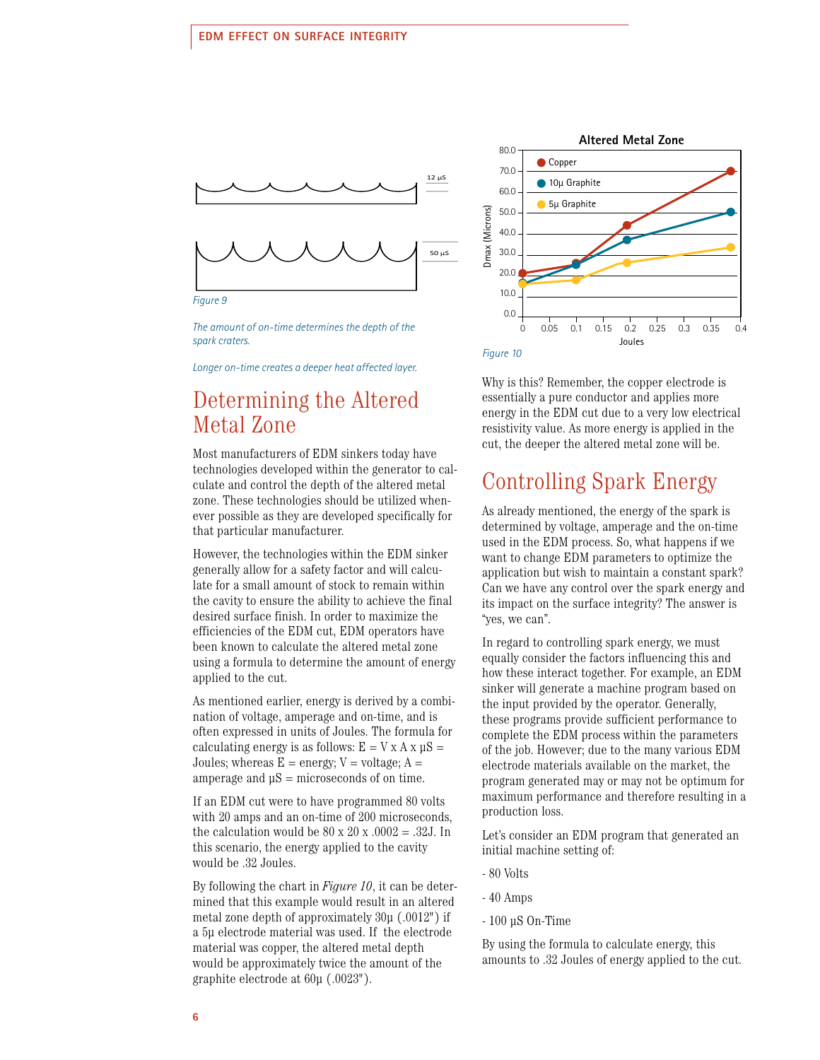Figure 9

*The amount of on-time determines the depth of the spark craters.*

*Longer on-time creates a deeper heat affected layer.*

## Determining the Altered Metal Zone

Most manufacturers of EDM sinkers today have technologies developed within the generator to calculate and control the depth of the altered metal zone. These technologies should be utilized whenever possible as they are developed specifically for that particular manufacturer.

However, the technologies within the EDM sinker generally allow for a safety factor and will calculate for a small amount of stock to remain within the cavity to ensure the ability to achieve the final desired surface finish. In order to maximize the efficiencies of the EDM cut, EDM operators have been known to calculate the altered metal zone using a formula to determine the amount of energy applied to the cut.

As mentioned earlier, energy is derived by a combination of voltage, amperage and on-time, and is often expressed in units of Joules. The formula for calculating energy is as follows: E = V x A x µS = Joules; whereas E = energy; V = voltage; A = amperage and µS = microseconds of on time.

If an EDM cut were to have programmed 80 volts with 20 amps and an on-time of 200 microseconds, the calculation would be 80 x 20 x .0002 = .32J. In this scenario, the energy applied to the cavity would be .32 Joules.

By following the chart in *Figure 10*, it can be determined that this example would result in an altered metal zone depth of approximately 30µ (.0012") if a 5µ electrode material was used. If the electrode material was copper, the altered metal depth would be approximately twice the amount of the graphite electrode at 60µ (.0023").

Figure 10

Why is this? Remember, the copper electrode is essentially a pure conductor and applies more energy in the EDM cut due to a very low electrical resistivity value. As more energy is applied in the cut, the deeper the altered metal zone will be.

## Controlling Spark Energy

As already mentioned, the energy of the spark is determined by voltage, amperage and the on-time used in the EDM process. So, what happens if we want to change EDM parameters to optimize the application but wish to maintain a constant spark? Can we have any control over the spark energy and its impact on the surface integrity? The answer is "yes, we can".

In regard to controlling spark energy, we must equally consider the factors influencing this and how these interact together. For example, an EDM sinker will generate a machine program based on the input provided by the operator. Generally, these programs provide sufficient performance to complete the EDM process within the parameters of the job. However; due to the many various EDM electrode materials available on the market, the program generated may or may not be optimum for maximum performance and therefore resulting in a production loss.

Let's consider an EDM program that generated an initial machine setting of:

- 80 Volts
- 40 Amps
- 100 µS On-Time

By using the formula to calculate energy, this amounts to .32 Joules of energy applied to the cut.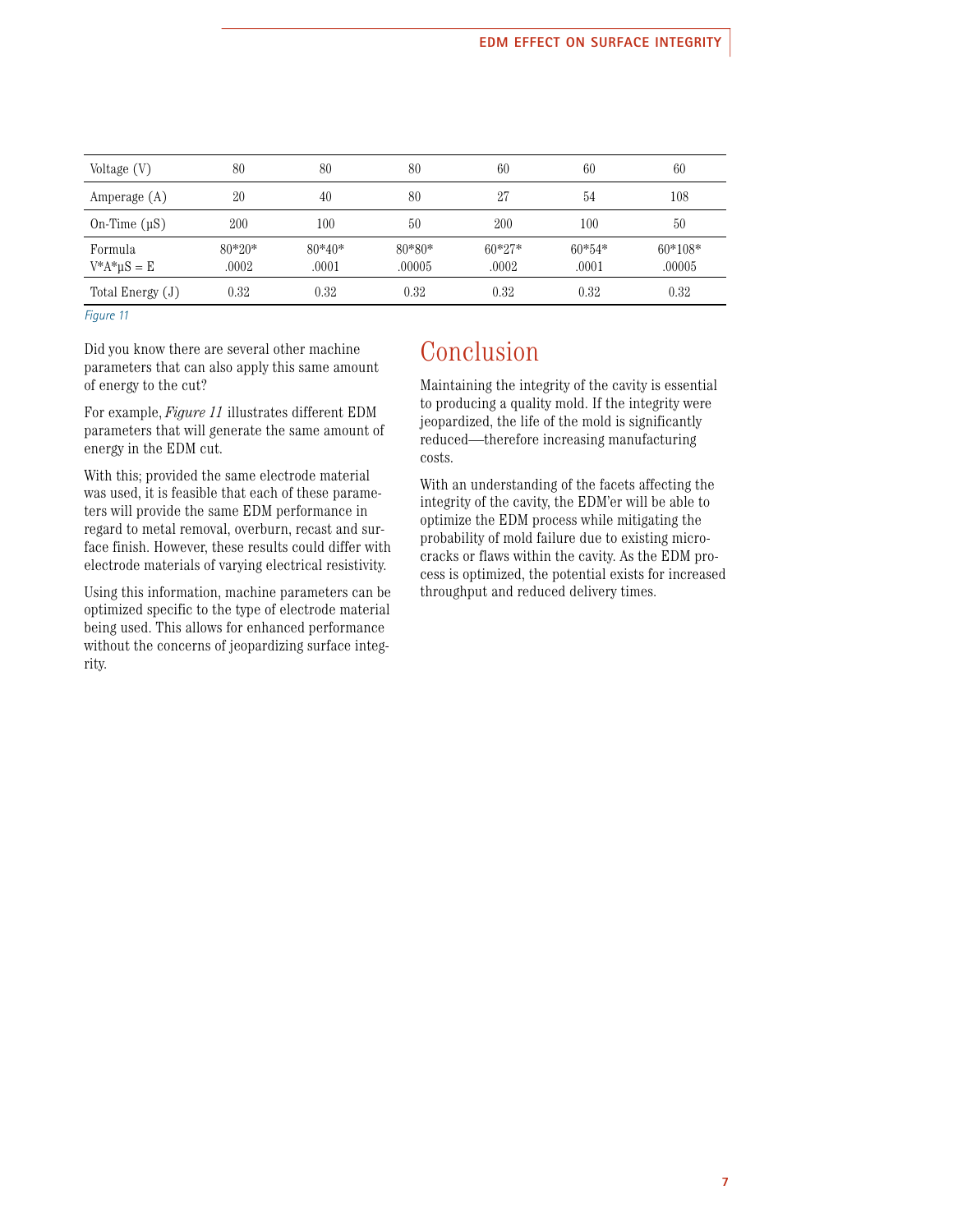| Voltage (V) | 80 | 80 | 80 | 60 | 60 | 60 |
|---|---|---|---|---|---|---|
| Amperage (A) | 20 | 40 | 80 | 27 | 54 | 108 |
| On-Time (µS) | 200 | 100 | 50 | 200 | 100 | 50 |
| Formula V*A*µS = E | 80*20* .0002 | 80*40* .0001 | 80*80* .00005 | 60*27* .0002 | 60*54* .0001 | 60*108* .00005 |
| Total Energy (J) | 0.32 | 0.32 | 0.32 | 0.32 | 0.32 | 0.32 |

*Figure 11*

Did you know there are several other machine parameters that can also apply this same amount of energy to the cut?

For example, *Figure 11* illustrates different EDM parameters that will generate the same amount of energy in the EDM cut.

With this; provided the same electrode material was used, it is feasible that each of these parameters will provide the same EDM performance in regard to metal removal, overburn, recast and surface finish. However, these results could differ with electrode materials of varying electrical resistivity.

Using this information, machine parameters can be optimized specific to the type of electrode material being used. This allows for enhanced performance without the concerns of jeopardizing surface integrity.

# Conclusion

Maintaining the integrity of the cavity is essential to producing a quality mold. If the integrity were jeopardized, the life of the mold is significantly reduced—therefore increasing manufacturing costs.

With an understanding of the facets affecting the integrity of the cavity, the EDM'er will be able to optimize the EDM process while mitigating the probability of mold failure due to existing microcracks or flaws within the cavity. As the EDM process is optimized, the potential exists for increased throughput and reduced delivery times.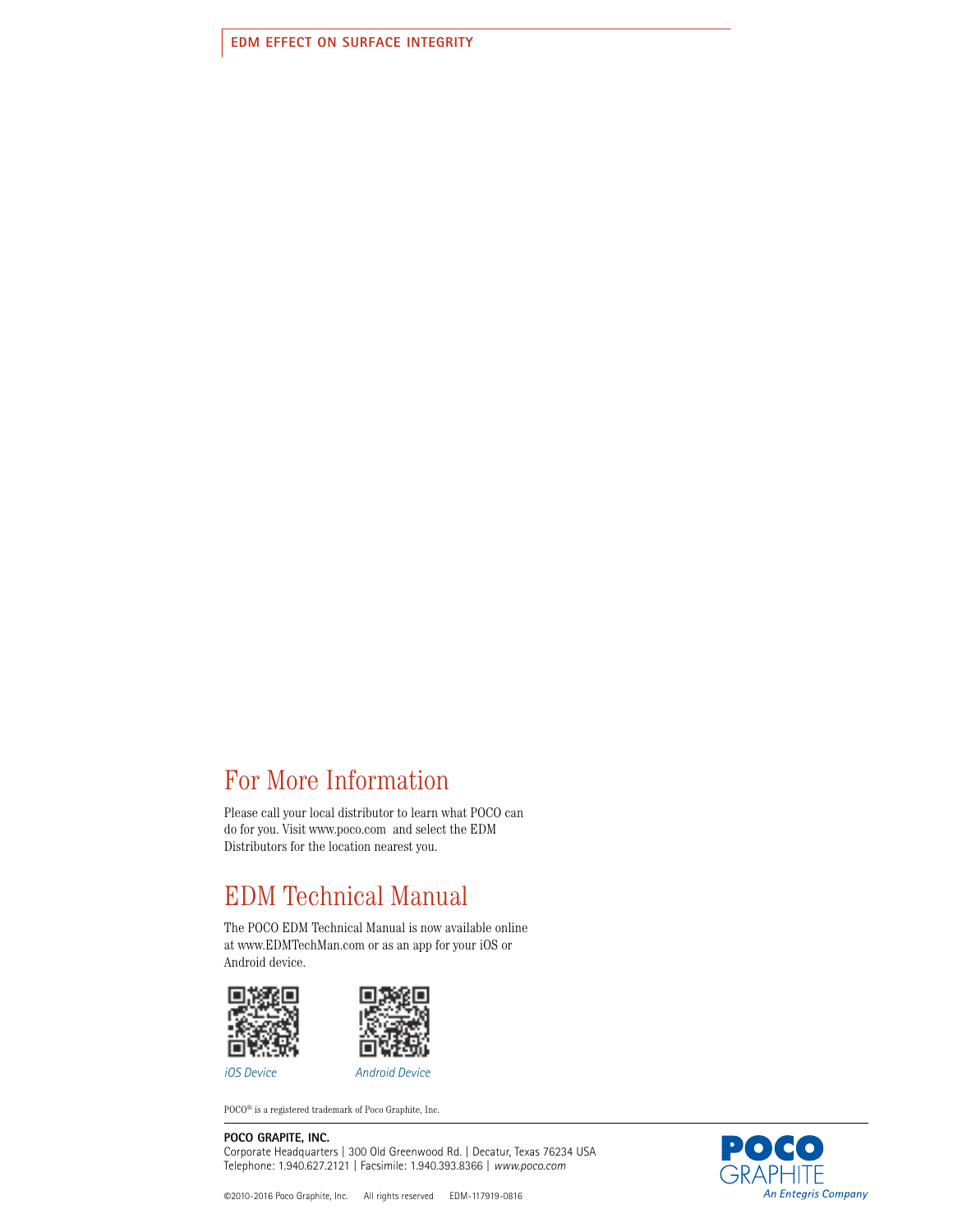## For More Information

Please call your local distributor to learn what POCO can do for you. Visit www.poco.com and select the EDM Distributors for the location nearest you.

## EDM Technical Manual

The POCO EDM Technical Manual is now available online at www.EDMTechMan.com or as an app for your iOS or Android device.

*iOS Device*

*Android Device*

POCO® is a registered trademark of Poco Graphite, Inc.

**POCO GRAPITE, INC.**
Corporate Headquarters | 300 Old Greenwood Rd. | Decatur, Texas 76234 USA
Telephone: 1.940.627.2121 | Facsimile: 1.940.393.8366 | *www.poco.com*

POCO GRAPHITE *An Entegris Company*

©2010-2016 Poco Graphite, Inc. All rights reserved EDM-117919-0816